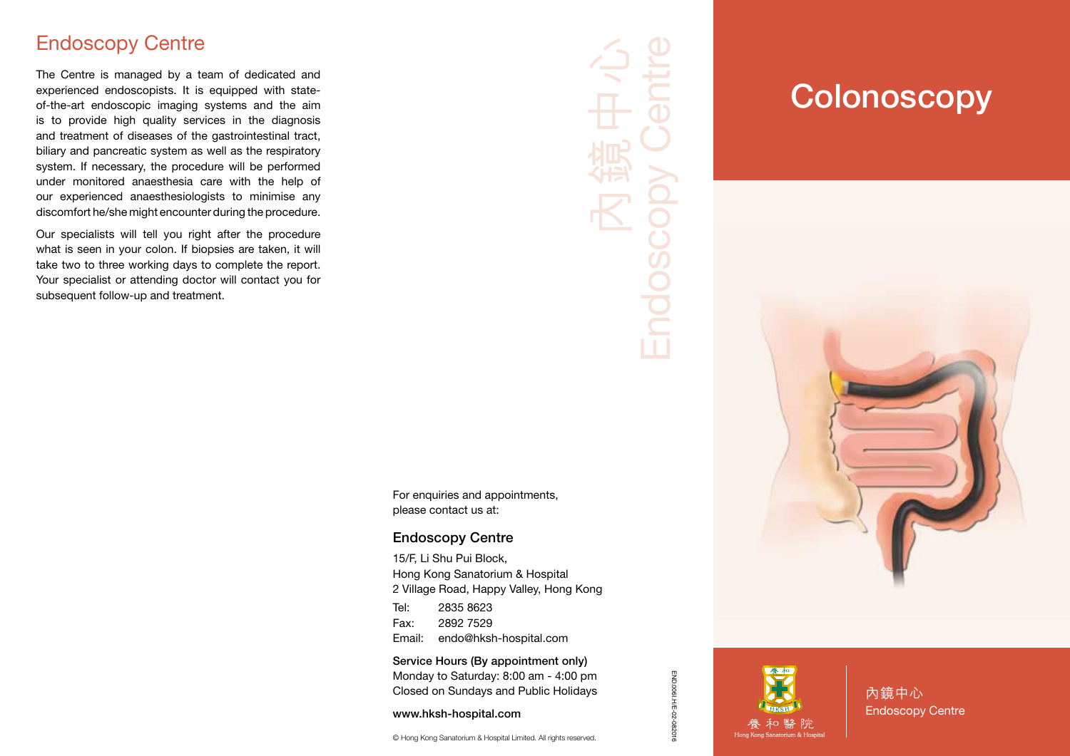## Endoscopy Centre

The Centre is managed by a team of dedicated and experienced endoscopists. It is equipped with state-of-the-art endoscopic imaging systems and the aim is to provide high quality services in the diagnosis and treatment of diseases of the gastrointestinal tract, biliary and pancreatic system as well as the respiratory system. If necessary, the procedure will be performed under monitored anaesthesia care with the help of our experienced anaesthesiologists to minimise any discomfort he/she might encounter during the procedure.

Our specialists will tell you right after the procedure what is seen in your colon. If biopsies are taken, it will take two to three working days to complete the report. Your specialist or attending doctor will contact you for subsequent follow-up and treatment.

內鏡中心 Endoscopy Centre

For enquiries and appointments, please contact us at:

### Endoscopy Centre

15/F, Li Shu Pui Block,
Hong Kong Sanatorium & Hospital
2 Village Road, Happy Valley, Hong Kong

Tel: 2835 8623
Fax: 2892 7529
Email: endo@hksh-hospital.com

**Service Hours (By appointment only)**
Monday to Saturday: 8:00 am - 4:00 pm
Closed on Sundays and Public Holidays

**www.hksh-hospital.com**

© Hong Kong Sanatorium & Hospital Limited. All rights reserved.

END.006I.H/E-02-082016

# Colonoscopy

養和醫院
Hong Kong Sanatorium & Hospital

內鏡中心
Endoscopy Centre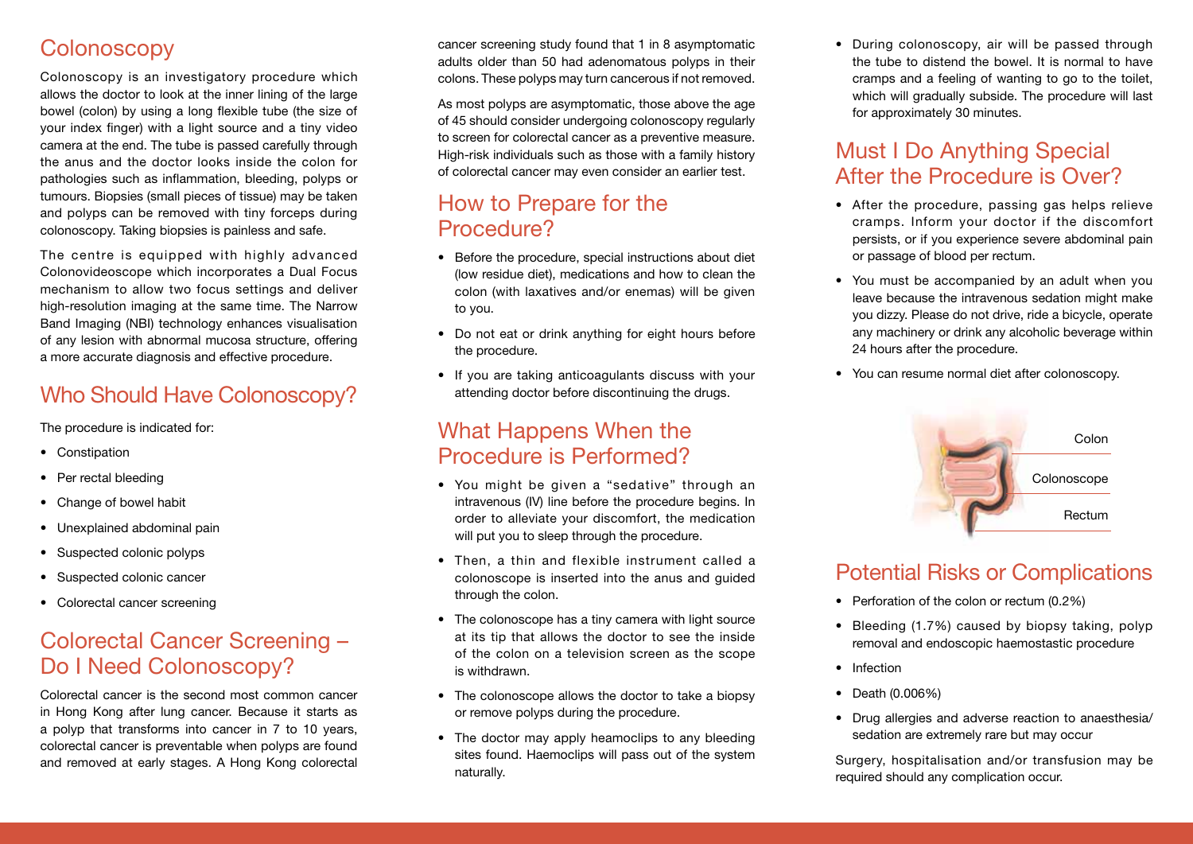## Colonoscopy

Colonoscopy is an investigatory procedure which allows the doctor to look at the inner lining of the large bowel (colon) by using a long flexible tube (the size of your index finger) with a light source and a tiny video camera at the end. The tube is passed carefully through the anus and the doctor looks inside the colon for pathologies such as inflammation, bleeding, polyps or tumours. Biopsies (small pieces of tissue) may be taken and polyps can be removed with tiny forceps during colonoscopy. Taking biopsies is painless and safe.

The centre is equipped with highly advanced Colonovideoscope which incorporates a Dual Focus mechanism to allow two focus settings and deliver high-resolution imaging at the same time. The Narrow Band Imaging (NBI) technology enhances visualisation of any lesion with abnormal mucosa structure, offering a more accurate diagnosis and effective procedure.

## Who Should Have Colonoscopy?

The procedure is indicated for:

- Constipation
- Per rectal bleeding
- Change of bowel habit
- Unexplained abdominal pain
- Suspected colonic polyps
- Suspected colonic cancer
- Colorectal cancer screening

## Colorectal Cancer Screening – Do I Need Colonoscopy?

Colorectal cancer is the second most common cancer in Hong Kong after lung cancer. Because it starts as a polyp that transforms into cancer in 7 to 10 years, colorectal cancer is preventable when polyps are found and removed at early stages. A Hong Kong colorectal cancer screening study found that 1 in 8 asymptomatic adults older than 50 had adenomatous polyps in their colons. These polyps may turn cancerous if not removed.

As most polyps are asymptomatic, those above the age of 45 should consider undergoing colonoscopy regularly to screen for colorectal cancer as a preventive measure. High-risk individuals such as those with a family history of colorectal cancer may even consider an earlier test.

## How to Prepare for the Procedure?

- Before the procedure, special instructions about diet (low residue diet), medications and how to clean the colon (with laxatives and/or enemas) will be given to you.
- Do not eat or drink anything for eight hours before the procedure.
- If you are taking anticoagulants discuss with your attending doctor before discontinuing the drugs.

## What Happens When the Procedure is Performed?

- You might be given a "sedative" through an intravenous (IV) line before the procedure begins. In order to alleviate your discomfort, the medication will put you to sleep through the procedure.
- Then, a thin and flexible instrument called a colonoscope is inserted into the anus and guided through the colon.
- The colonoscope has a tiny camera with light source at its tip that allows the doctor to see the inside of the colon on a television screen as the scope is withdrawn.
- The colonoscope allows the doctor to take a biopsy or remove polyps during the procedure.
- The doctor may apply heamoclips to any bleeding sites found. Haemoclips will pass out of the system naturally.
- During colonoscopy, air will be passed through the tube to distend the bowel. It is normal to have cramps and a feeling of wanting to go to the toilet, which will gradually subside. The procedure will last for approximately 30 minutes.

## Must I Do Anything Special After the Procedure is Over?

- After the procedure, passing gas helps relieve cramps. Inform your doctor if the discomfort persists, or if you experience severe abdominal pain or passage of blood per rectum.
- You must be accompanied by an adult when you leave because the intravenous sedation might make you dizzy. Please do not drive, ride a bicycle, operate any machinery or drink any alcoholic beverage within 24 hours after the procedure.
- You can resume normal diet after colonoscopy.

Colon

Colonoscope

Rectum

## Potential Risks or Complications

- Perforation of the colon or rectum (0.2%)
- Bleeding (1.7%) caused by biopsy taking, polyp removal and endoscopic haemostastic procedure
- Infection
- Death (0.006%)
- Drug allergies and adverse reaction to anaesthesia/ sedation are extremely rare but may occur

Surgery, hospitalisation and/or transfusion may be required should any complication occur.